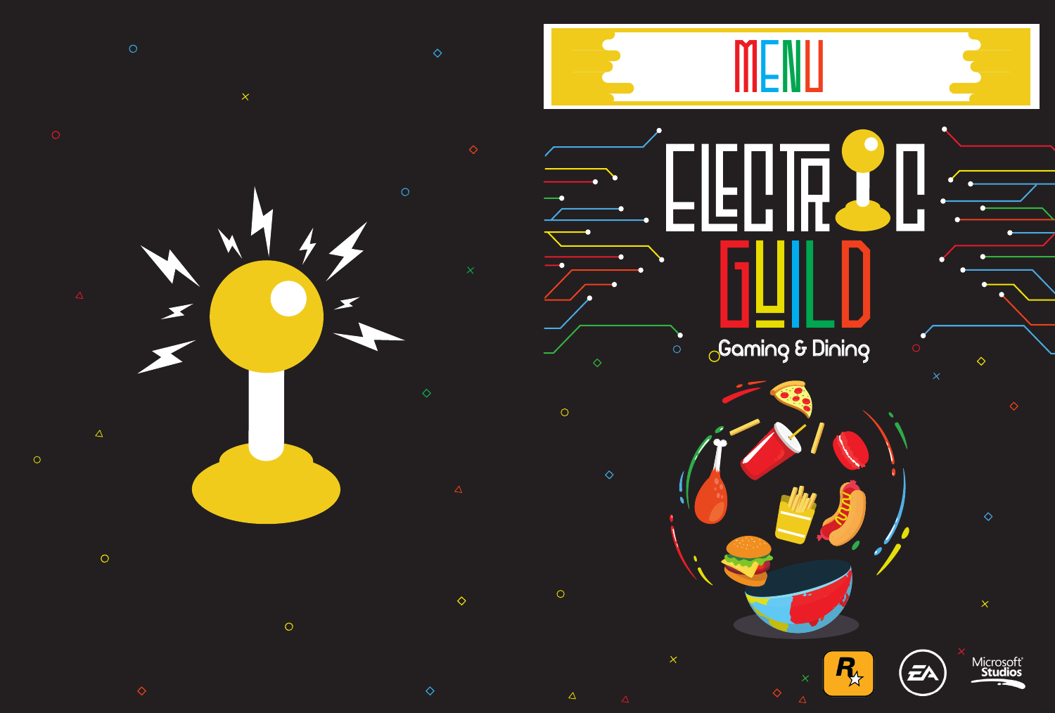# MENU

# ELECTRIC GUILD

Gaming & Dining

Microsoft Studios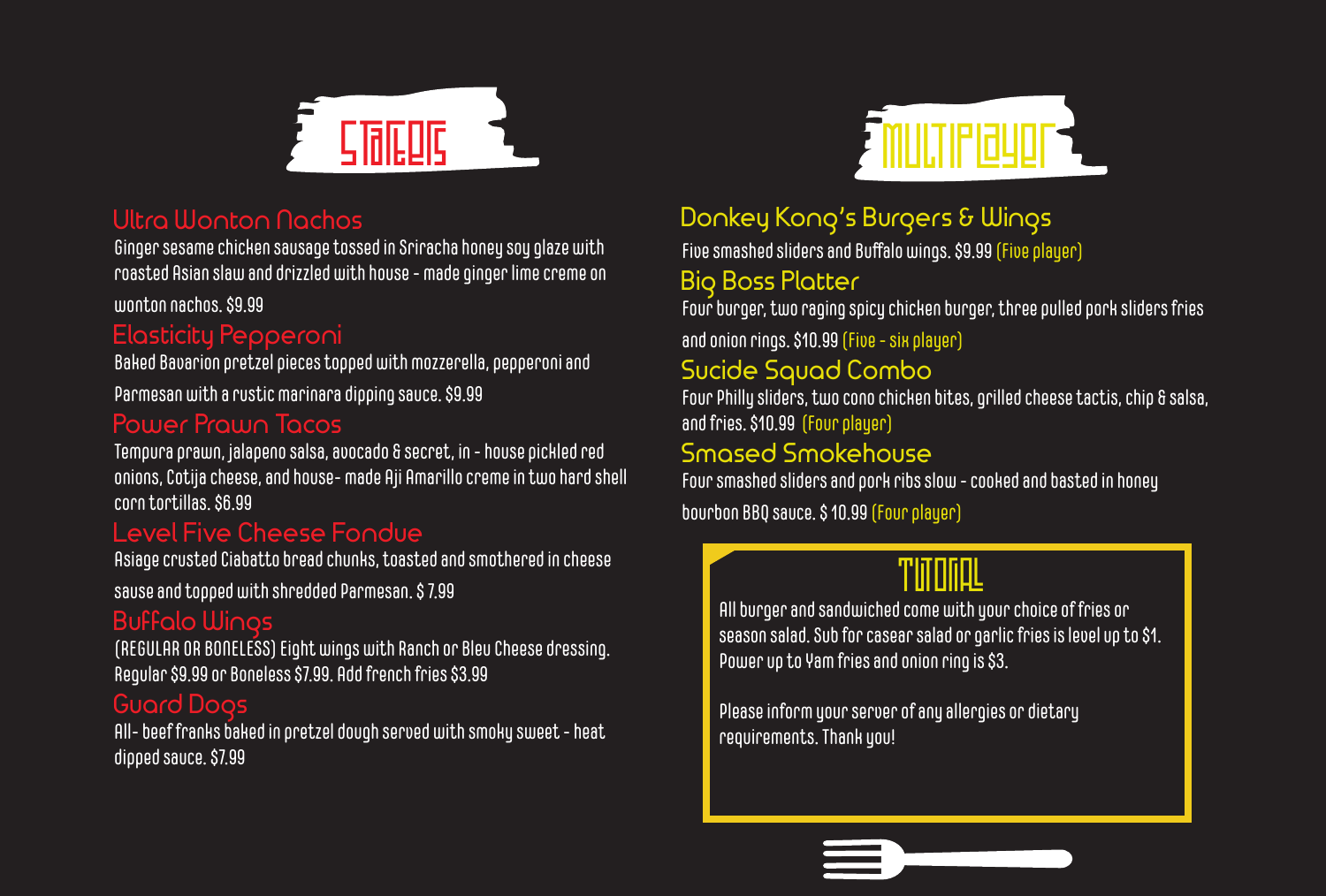## Starters

### Ultra Wonton Nachos

Ginger sesame chicken sausage tossed in Sriracha honey soy glaze with roasted Asian slaw and drizzled with house - made ginger lime creme on wonton nachos. $9.99

### Elasticity Pepperoni

Baked Bavarion pretzel pieces topped with mozzerella, pepperoni and Parmesan with a rustic marinara dipping sauce. $9.99

### Power Prawn Tacos

Tempura prawn, jalapeno salsa, avocado & secret, in - house pickled red onions, Cotija cheese, and house- made Aji Amarillo creme in two hard shell corn tortillas. $6.99

### Level Five Cheese Fondue

Asiage crusted Ciabatto bread chunks, toasted and smothered in cheese sause and topped with shredded Parmesan. $ 7.99

### Buffalo Wings

(REGULAR OR BONELESS) Eight wings with Ranch or Bleu Cheese dressing. Regular $9.99 or Boneless $7.99. Add french fries $3.99

### Guard Dogs

All- beef franks baked in pretzel dough served with smoky sweet - heat dipped sauce. $7.99

## Multiplayer

### Donkey Kong's Burgers & Wings

Five smashed sliders and Buffalo wings. $9.99 (Five player)

### Big Boss Platter

Four burger, two raging spicy chicken burger, three pulled pork sliders fries and onion rings. $10.99 (Five - six player)

### Sucide Squad Combo

Four Philly sliders, two cono chicken bites, grilled cheese tactis, chip & salsa, and fries. $10.99 (Four player)

### Smased Smokehouse

Four smashed sliders and pork ribs slow - cooked and basted in honey bourbon BBQ sauce. $ 10.99 (Four player)

## Tutorial

All burger and sandwiched come with your choice of fries or season salad. Sub for casear salad or garlic fries is level up to $1. Power up to Yam fries and onion ring is $3.

Please inform your server of any allergies or dietary requirements. Thank you!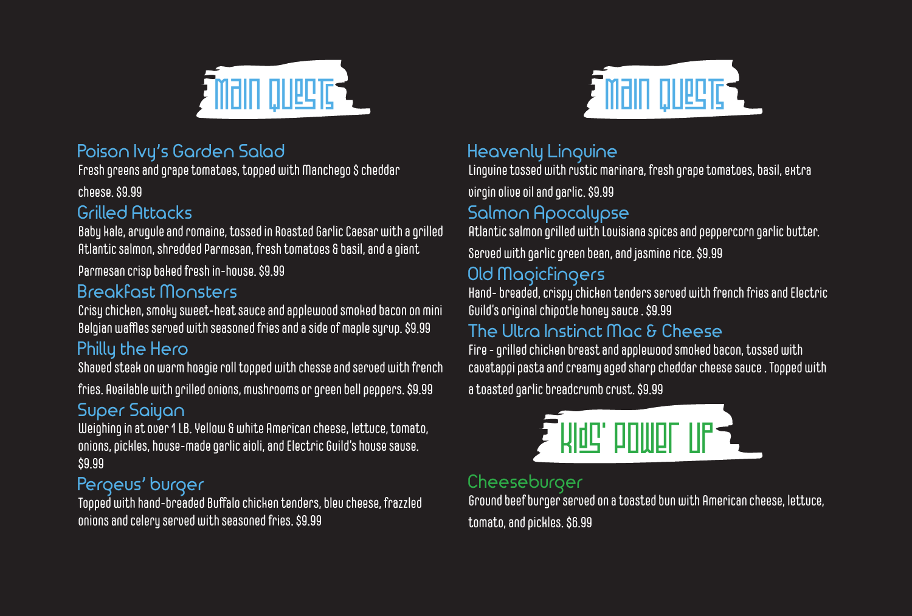## Main Quests

### Poison Ivy's Garden Salad
Fresh greens and grape tomatoes, topped with Manchego $ cheddar cheese. $9.99

### Grilled Attacks
Baby kale, arugule and romaine, tossed in Roasted Garlic Caesar with a grilled Atlantic salmon, shredded Parmesan, fresh tomatoes & basil, and a giant Parmesan crisp baked fresh in-house. $9.99

### Breakfast Monsters
Crisy chicken, smoky sweet-heat sauce and applewood smoked bacon on mini Belgian waffles served with seasoned fries and a side of maple syrup. $9.99

### Philly the Hero
Shaved steak on warm hoagie roll topped with chesse and served with french fries. Available with grilled onions, mushrooms or green bell peppers. $9.99

### Super Saiyan
Weighing in at over 1 LB. Yellow & white American cheese, lettuce, tomato, onions, pickles, house-made garlic aioli, and Electric Guild's house sause. $9.99

### Pergeus' burger
Topped with hand-breaded Buffalo chicken tenders, bleu cheese, frazzled onions and celery served with seasoned fries. $9.99

## Main Quests

### Heavenly Linguine
Linguine tossed with rustic marinara, fresh grape tomatoes, basil, extra virgin olive oil and garlic. $9.99

### Salmon Apocalypse
Atlantic salmon grilled with Louisiana spices and peppercorn garlic butter. Served with garlic green bean, and jasmine rice. $9.99

### Old Magicfingers
Hand- breaded, crispy chicken tenders served with french fries and Electric Guild's original chipotle honey sauce . $9.99

### The Ultra Instinct Mac & Cheese
Fire - grilled chicken breast and applewood smoked bacon, tossed with cavatappi pasta and creamy aged sharp cheddar cheese sauce . Topped with a toasted garlic breadcrumb crust. $9.99

## Kids' Power Up

### Cheeseburger
Ground beef burger served on a toasted bun with American cheese, lettuce, tomato, and pickles. $6.99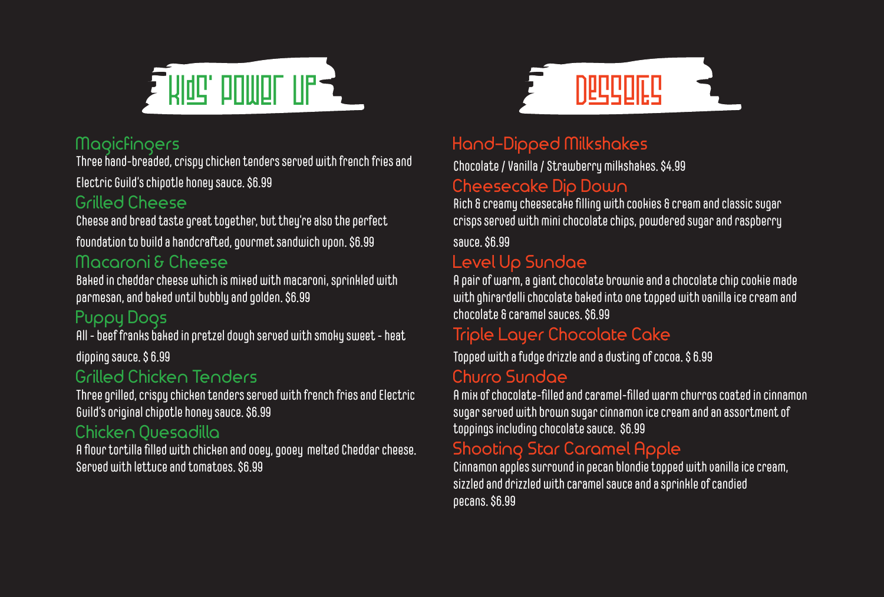# Kids' Power Up

## Magicfingers

Three hand-breaded, crispy chicken tenders served with french fries and Electric Guild's chipotle honey sauce. $6.99

## Grilled Cheese

Cheese and bread taste great together, but they're also the perfect foundation to build a handcrafted, gourmet sandwich upon. $6.99

## Macaroni & Cheese

Baked in cheddar cheese which is mixed with macaroni, sprinkled with parmesan, and baked until bubbly and golden. $6.99

## Puppy Dogs

All - beef franks baked in pretzel dough served with smoky sweet - heat dipping sauce. $ 6.99

## Grilled Chicken Tenders

Three grilled, crispy chicken tenders served with french fries and Electric Guild's original chipotle honey sauce. $6.99

## Chicken Quesadilla

A flour tortilla filled with chicken and ooey, gooey melted Cheddar cheese. Served with lettuce and tomatoes. $6.99

# Desserts

## Hand-Dipped Milkshakes

Chocolate / Vanilla / Strawberry milkshakes. $4.99

## Cheesecake Dip Down

Rich & creamy cheesecake filling with cookies & cream and classic sugar crisps served with mini chocolate chips, powdered sugar and raspberry sauce. $6.99

## Level Up Sundae

A pair of warm, a giant chocolate brownie and a chocolate chip cookie made with ghirardelli chocolate baked into one topped with vanilla ice cream and chocolate & caramel sauces. $6.99

## Triple Layer Chocolate Cake

Topped with a fudge drizzle and a dusting of cocoa. $ 6.99

## Churro Sundae

A mix of chocolate-filled and caramel-filled warm churros coated in cinnamon sugar served with brown sugar cinnamon ice cream and an assortment of toppings including chocolate sauce. $6.99

## Shooting Star Caramel Apple

Cinnamon apples surround in pecan blondie topped with vanilla ice cream, sizzled and drizzled with caramel sauce and a sprinkle of candied pecans. $6.99